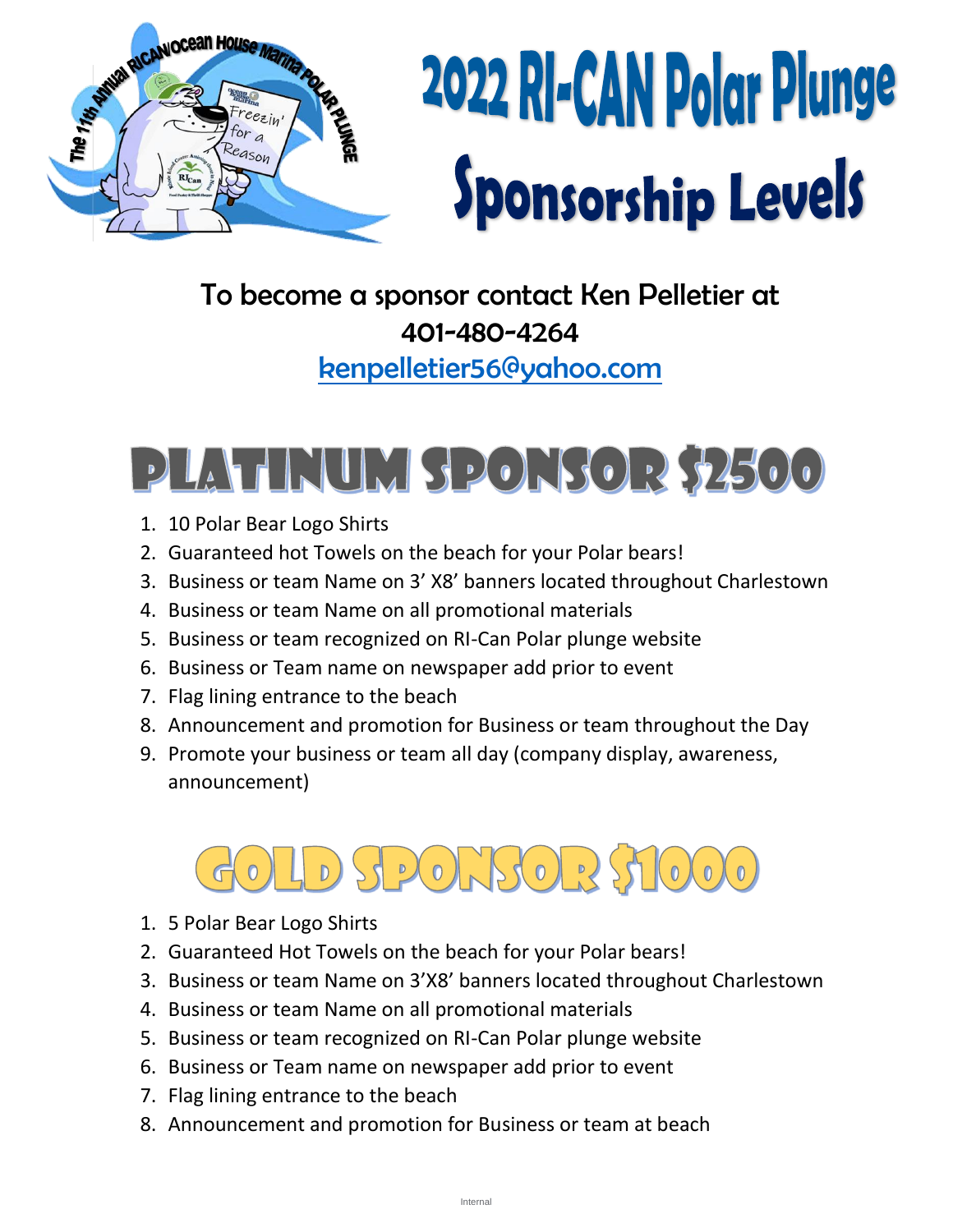# 2022 RI-CAN Polar Plunge Sponsorship Levels

To become a sponsor contact Ken Pelletier at
401-480-4264
kenpelletier56@yahoo.com

## PLATINUM SPONSOR $2500

1. 10 Polar Bear Logo Shirts
2. Guaranteed hot Towels on the beach for your Polar bears!
3. Business or team Name on 3' X8' banners located throughout Charlestown
4. Business or team Name on all promotional materials
5. Business or team recognized on RI-Can Polar plunge website
6. Business or Team name on newspaper add prior to event
7. Flag lining entrance to the beach
8. Announcement and promotion for Business or team throughout the Day
9. Promote your business or team all day (company display, awareness, announcement)

## GOLD SPONSOR $1000

1. 5 Polar Bear Logo Shirts
2. Guaranteed Hot Towels on the beach for your Polar bears!
3. Business or team Name on 3'X8' banners located throughout Charlestown
4. Business or team Name on all promotional materials
5. Business or team recognized on RI-Can Polar plunge website
6. Business or Team name on newspaper add prior to event
7. Flag lining entrance to the beach
8. Announcement and promotion for Business or team at beach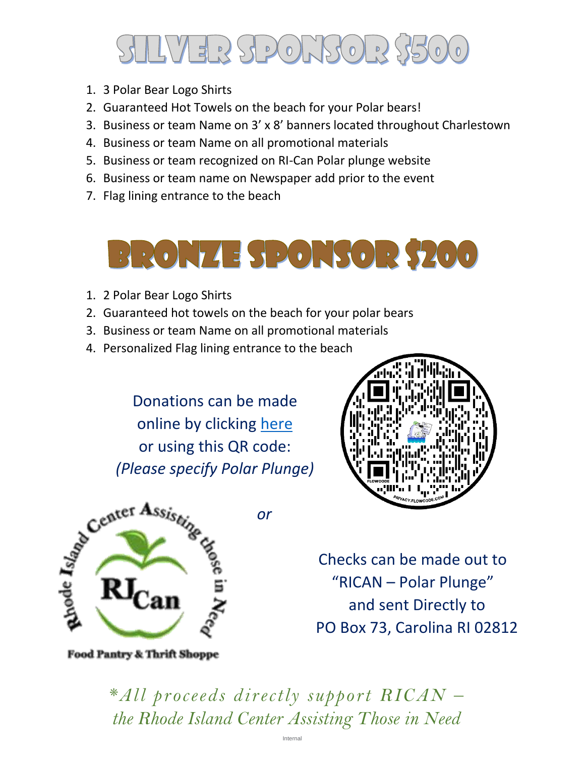# SILVER SPONSOR $500

1. 3 Polar Bear Logo Shirts
2. Guaranteed Hot Towels on the beach for your Polar bears!
3. Business or team Name on 3' x 8' banners located throughout Charlestown
4. Business or team Name on all promotional materials
5. Business or team recognized on RI-Can Polar plunge website
6. Business or team name on Newspaper add prior to the event
7. Flag lining entrance to the beach

# BRONZE SPONSOR $200

1. 2 Polar Bear Logo Shirts
2. Guaranteed hot towels on the beach for your polar bears
3. Business or team Name on all promotional materials
4. Personalized Flag lining entrance to the beach

Donations can be made online by clicking here or using this QR code:
*(Please specify Polar Plunge)*

*or*

Rhode Island Center Assisting those in Need
RICan
Food Pantry & Thrift Shoppe

Checks can be made out to "RICAN – Polar Plunge" and sent Directly to PO Box 73, Carolina RI 02812

*\*All proceeds directly support RICAN – the Rhode Island Center Assisting Those in Need*